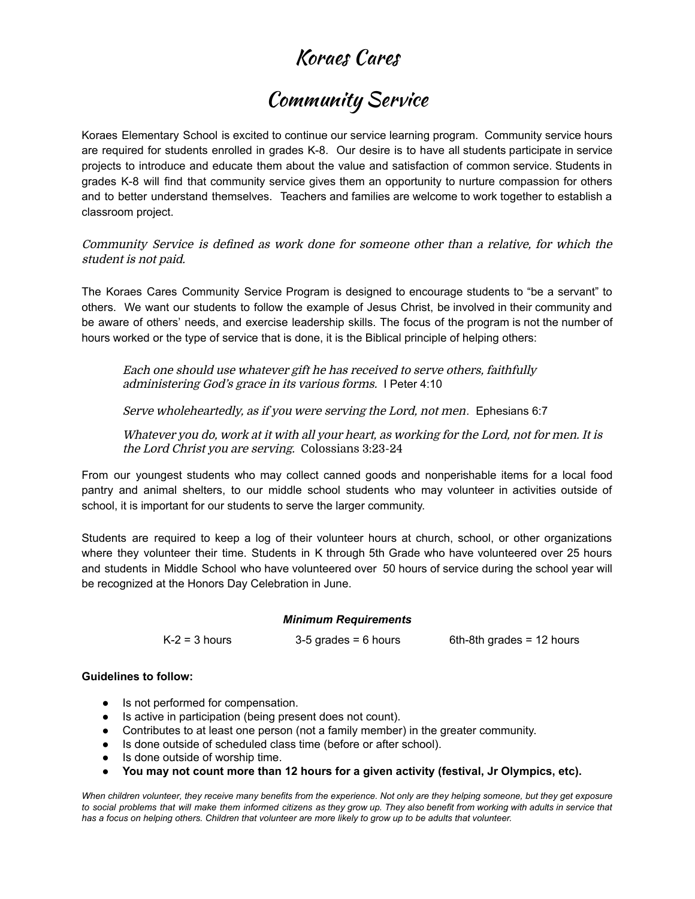# Koraes Cares

# Community Service

Koraes Elementary School is excited to continue our service learning program. Community service hours are required for students enrolled in grades K-8. Our desire is to have all students participate in service projects to introduce and educate them about the value and satisfaction of common service. Students in grades K-8 will find that community service gives them an opportunity to nurture compassion for others and to better understand themselves. Teachers and families are welcome to work together to establish a classroom project.

*Community Service is defined as work done for someone other than a relative, for which the student is not paid.*

The Koraes Cares Community Service Program is designed to encourage students to "be a servant" to others. We want our students to follow the example of Jesus Christ, be involved in their community and be aware of others' needs, and exercise leadership skills. The focus of the program is not the number of hours worked or the type of service that is done, it is the Biblical principle of helping others:

> *Each one should use whatever gift he has received to serve others, faithfully administering God's grace in its various forms.* I Peter 4:10
>
> *Serve wholeheartedly, as if you were serving the Lord, not men*. Ephesians 6:7
>
> *Whatever you do, work at it with all your heart, as working for the Lord, not for men. It is the Lord Christ you are serving.* Colossians 3:23-24

From our youngest students who may collect canned goods and nonperishable items for a local food pantry and animal shelters, to our middle school students who may volunteer in activities outside of school, it is important for our students to serve the larger community.

Students are required to keep a log of their volunteer hours at church, school, or other organizations where they volunteer their time. Students in K through 5th Grade who have volunteered over 25 hours and students in Middle School who have volunteered over 50 hours of service during the school year will be recognized at the Honors Day Celebration in June.

***Minimum Requirements***

K-2 = 3 hours    3-5 grades = 6 hours    6th-8th grades = 12 hours

**Guidelines to follow:**

- Is not performed for compensation.
- Is active in participation (being present does not count).
- Contributes to at least one person (not a family member) in the greater community.
- Is done outside of scheduled class time (before or after school).
- Is done outside of worship time.
- **You may not count more than 12 hours for a given activity (festival, Jr Olympics, etc).**

*When children volunteer, they receive many benefits from the experience. Not only are they helping someone, but they get exposure to social problems that will make them informed citizens as they grow up. They also benefit from working with adults in service that has a focus on helping others. Children that volunteer are more likely to grow up to be adults that volunteer.*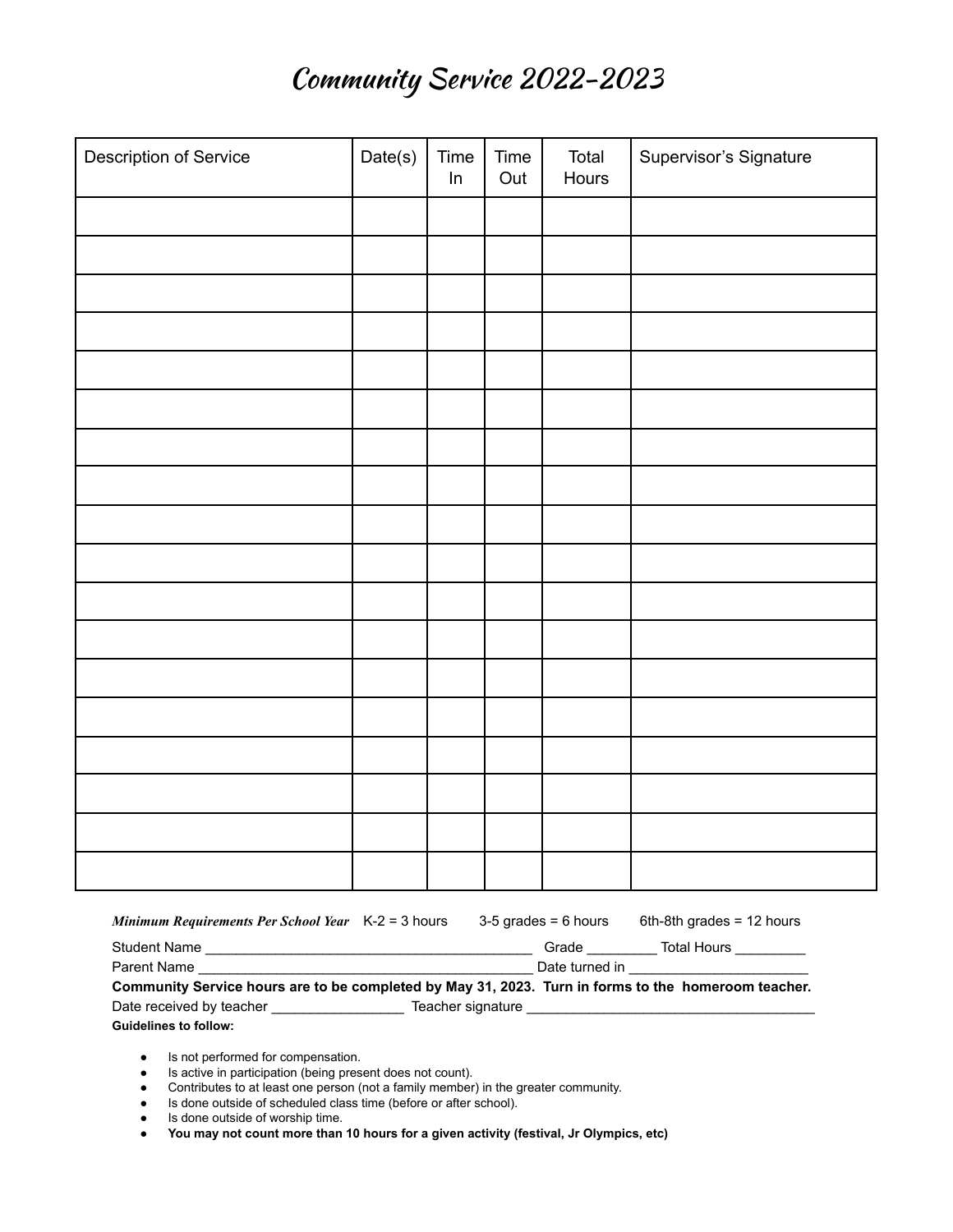# Community Service 2022-2023

| Description of Service | Date(s) | Time In | Time Out | Total Hours | Supervisor's Signature |
|---|---|---|---|---|---|
| | | | | | |
| | | | | | |
| | | | | | |
| | | | | | |
| | | | | | |
| | | | | | |
| | | | | | |
| | | | | | |
| | | | | | |
| | | | | | |
| | | | | | |
| | | | | | |
| | | | | | |
| | | | | | |
| | | | | | |
| | | | | | |
| | | | | | |
| | | | | | |

***Minimum Requirements Per School Year*** K-2 = 3 hours 3-5 grades = 6 hours 6th-8th grades = 12 hours

Student Name ________________________________________ Grade _________ Total Hours _________

Parent Name __________________________________________ Date turned in _______________________

**Community Service hours are to be completed by May 31, 2023. Turn in forms to the homeroom teacher.**

Date received by teacher _________________ Teacher signature _____________________________________

**Guidelines to follow:**

- Is not performed for compensation.
- Is active in participation (being present does not count).
- Contributes to at least one person (not a family member) in the greater community.
- Is done outside of scheduled class time (before or after school).
- Is done outside of worship time.
- **You may not count more than 10 hours for a given activity (festival, Jr Olympics, etc)**